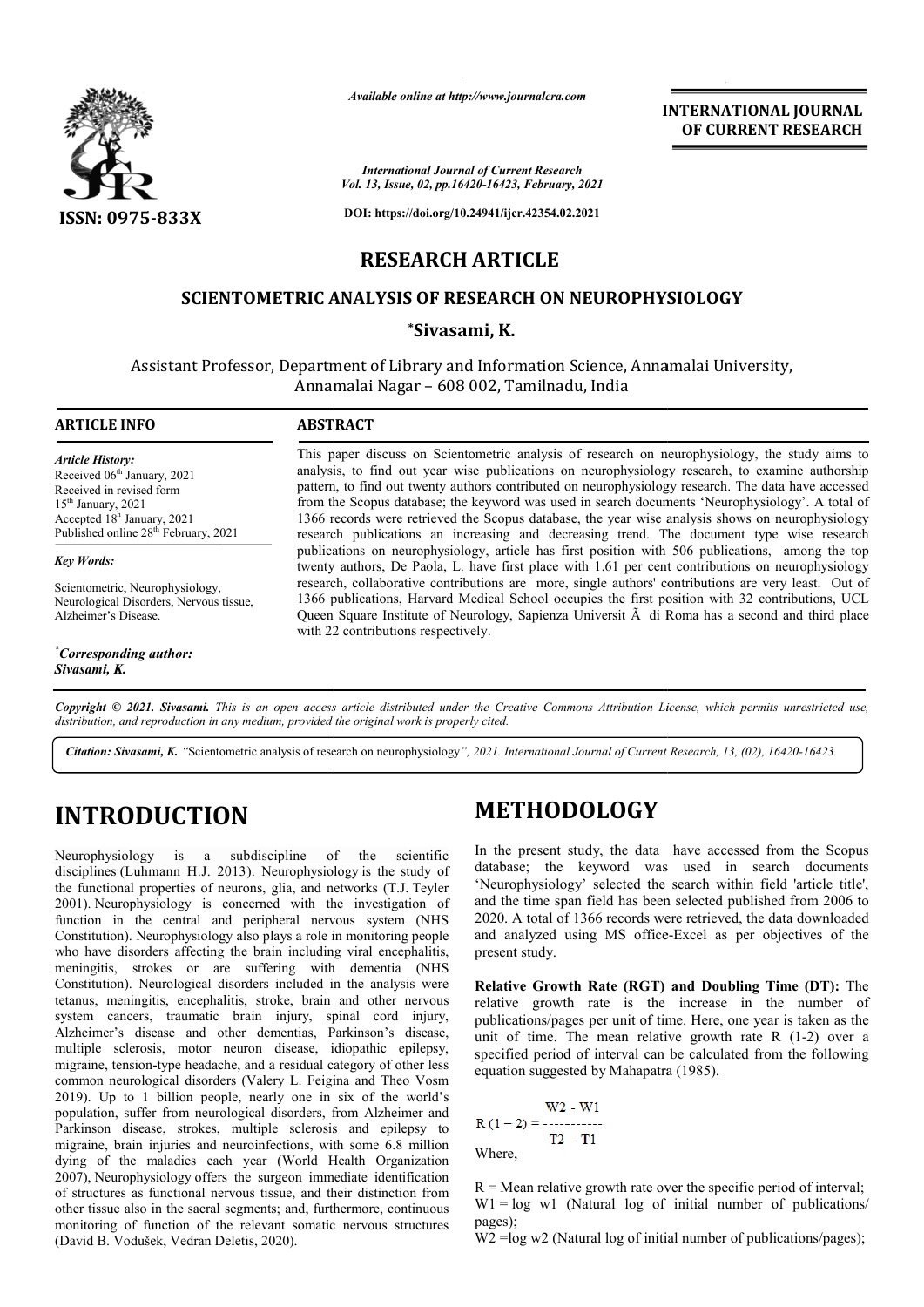*Available online at http://www.journalcra.com*

*International Journal of Current Research*
*Vol. 13, Issue, 02, pp.16420-16423, February, 2021*

**DOI: https://doi.org/10.24941/ijcr.42354.02.2021**

**ISSN: 0975-833X**

**INTERNATIONAL JOURNAL OF CURRENT RESEARCH**

# RESEARCH ARTICLE

## SCIENTOMETRIC ANALYSIS OF RESEARCH ON NEUROPHYSIOLOGY

**\*Sivasami, K.**

Assistant Professor, Department of Library and Information Science, Annamalai University, Annamalai Nagar – 608 002, Tamilnadu, India

### ARTICLE INFO

*Article History:*
Received 06th January, 2021
Received in revised form
15th January, 2021
Accepted 18h January, 2021
Published online 28th February, 2021

*Key Words:*

Scientometric, Neurophysiology, Neurological Disorders, Nervous tissue, Alzheimer's Disease.

*\*Corresponding author:*
*Sivasami, K.*

### ABSTRACT

This paper discuss on Scientometric analysis of research on neurophysiology, the study aims to analysis, to find out year wise publications on neurophysiology research, to examine authorship pattern, to find out twenty authors contributed on neurophysiology research. The data have accessed from the Scopus database; the keyword was used in search documents 'Neurophysiology'. A total of 1366 records were retrieved the Scopus database, the year wise analysis shows on neurophysiology research publications an increasing and decreasing trend. The document type wise research publications on neurophysiology, article has first position with 506 publications, among the top twenty authors, De Paola, L. have first place with 1.61 per cent contributions on neurophysiology research, collaborative contributions are more, single authors' contributions are very least. Out of 1366 publications, Harvard Medical School occupies the first position with 32 contributions, UCL Queen Square Institute of Neurology, Sapienza Universit Ã di Roma has a second and third place with 22 contributions respectively.

*Copyright © 2021. Sivasami. This is an open access article distributed under the Creative Commons Attribution License, which permits unrestricted use, distribution, and reproduction in any medium, provided the original work is properly cited.*

***Citation: Sivasami, K.*** *"*Scientometric analysis of research on neurophysiology*", 2021. International Journal of Current Research, 13, (02), 16420-16423.*

# INTRODUCTION

Neurophysiology is a subdiscipline of the scientific disciplines (Luhmann H.J. 2013). Neurophysiology is the study of the functional properties of neurons, glia, and networks (T.J. Teyler 2001). Neurophysiology is concerned with the investigation of function in the central and peripheral nervous system (NHS Constitution). Neurophysiology also plays a role in monitoring people who have disorders affecting the brain including viral encephalitis, meningitis, strokes or are suffering with dementia (NHS Constitution). Neurological disorders included in the analysis were tetanus, meningitis, encephalitis, stroke, brain and other nervous system cancers, traumatic brain injury, spinal cord injury, Alzheimer's disease and other dementias, Parkinson's disease, multiple sclerosis, motor neuron disease, idiopathic epilepsy, migraine, tension-type headache, and a residual category of other less common neurological disorders (Valery L. Feigina and Theo Vosm 2019). Up to 1 billion people, nearly one in six of the world's population, suffer from neurological disorders, from Alzheimer and Parkinson disease, strokes, multiple sclerosis and epilepsy to migraine, brain injuries and neuroinfections, with some 6.8 million dying of the maladies each year (World Health Organization 2007), Neurophysiology offers the surgeon immediate identification of structures as functional nervous tissue, and their distinction from other tissue also in the sacral segments; and, furthermore, continuous monitoring of function of the relevant somatic nervous structures (David B. Vodušek, Vedran Deletis, 2020).

# METHODOLOGY

In the present study, the data have accessed from the Scopus database; the keyword was used in search documents 'Neurophysiology' selected the search within field 'article title', and the time span field has been selected published from 2006 to 2020. A total of 1366 records were retrieved, the data downloaded and analyzed using MS office-Excel as per objectives of the present study.

**Relative Growth Rate (RGT) and Doubling Time (DT):** The relative growth rate is the increase in the number of publications/pages per unit of time. Here, one year is taken as the unit of time. The mean relative growth rate R (1-2) over a specified period of interval can be calculated from the following equation suggested by Mahapatra (1985).

$$R(1-2) = \frac{W2 - W1}{T2 - T1}$$

Where,

R = Mean relative growth rate over the specific period of interval;
W1 = log w1 (Natural log of initial number of publications/ pages);
W2 =log w2 (Natural log of initial number of publications/pages);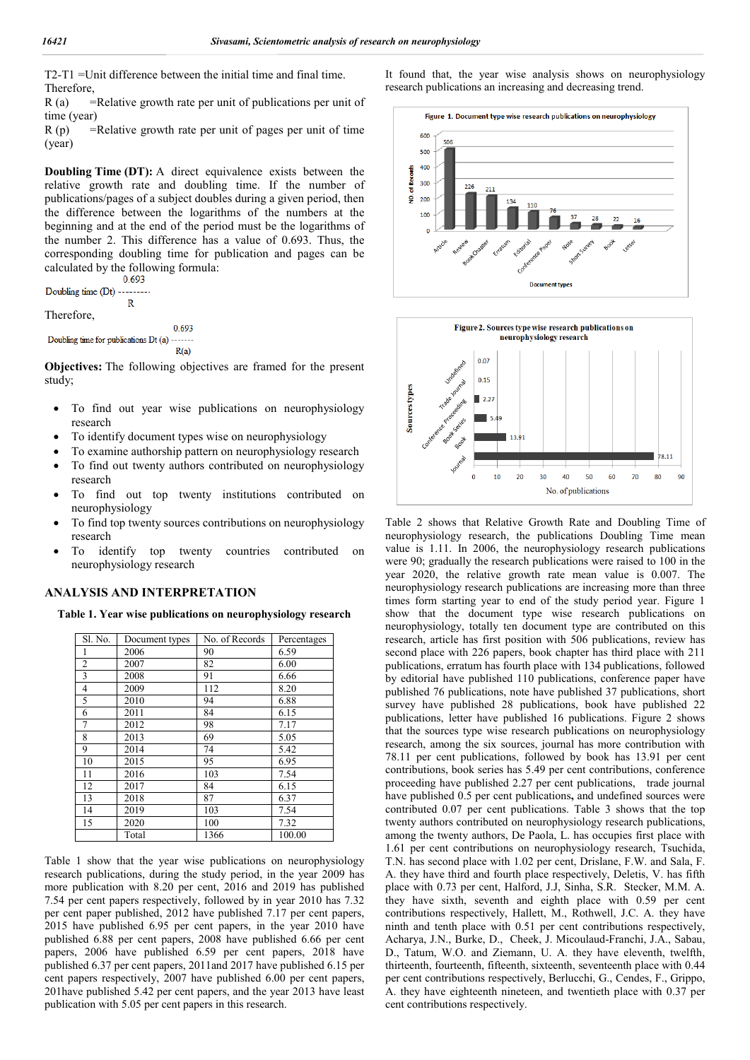T2-T1 =Unit difference between the initial time and final time.
Therefore,

R (a) =Relative growth rate per unit of publications per unit of time (year)

R (p) =Relative growth rate per unit of pages per unit of time (year)

**Doubling Time (DT):** A direct equivalence exists between the relative growth rate and doubling time. If the number of publications/pages of a subject doubles during a given period, then the difference between the logarithms of the numbers at the beginning and at the end of the period must be the logarithms of the number 2. This difference has a value of 0.693. Thus, the corresponding doubling time for publication and pages can be calculated by the following formula:

$$\text{Doubling time (Dt)} = \frac{0.693}{R}$$

Therefore,

$$\text{Doubling time for publications Dt (a)} = \frac{0.693}{R(a)}$$

**Objectives:** The following objectives are framed for the present study;

- To find out year wise publications on neurophysiology research
- To identify document types wise on neurophysiology
- To examine authorship pattern on neurophysiology research
- To find out twenty authors contributed on neurophysiology research
- To find out top twenty institutions contributed on neurophysiology
- To find top twenty sources contributions on neurophysiology research
- To identify top twenty countries contributed on neurophysiology research

## ANALYSIS AND INTERPRETATION

**Table 1. Year wise publications on neurophysiology research**

| Sl. No. | Document types | No. of Records | Percentages |
|---|---|---|---|
| 1 | 2006 | 90 | 6.59 |
| 2 | 2007 | 82 | 6.00 |
| 3 | 2008 | 91 | 6.66 |
| 4 | 2009 | 112 | 8.20 |
| 5 | 2010 | 94 | 6.88 |
| 6 | 2011 | 84 | 6.15 |
| 7 | 2012 | 98 | 7.17 |
| 8 | 2013 | 69 | 5.05 |
| 9 | 2014 | 74 | 5.42 |
| 10 | 2015 | 95 | 6.95 |
| 11 | 2016 | 103 | 7.54 |
| 12 | 2017 | 84 | 6.15 |
| 13 | 2018 | 87 | 6.37 |
| 14 | 2019 | 103 | 7.54 |
| 15 | 2020 | 100 | 7.32 |
| | Total | 1366 | 100.00 |

Table 1 show that the year wise publications on neurophysiology research publications, during the study period, in the year 2009 has more publication with 8.20 per cent, 2016 and 2019 has published 7.54 per cent papers respectively, followed by in year 2010 has 7.32 per cent paper published, 2012 have published 7.17 per cent papers, 2015 have published 6.95 per cent papers, in the year 2010 have published 6.88 per cent papers, 2008 have published 6.66 per cent papers, 2006 have published 6.59 per cent papers, 2018 have published 6.37 per cent papers, 2011and 2017 have published 6.15 per cent papers respectively, 2007 have published 6.00 per cent papers, 201have published 5.42 per cent papers, and the year 2013 have least publication with 5.05 per cent papers in this research.

It found that, the year wise analysis shows on neurophysiology research publications an increasing and decreasing trend.

**Figure 1. Document type wise research publications on neurophysiology**

| Document types | NO of Records |
|---|---|
| Article | 506 |
| Review | 226 |
| Book Chapter | 211 |
| Erratum | 134 |
| Editorial | 110 |
| Conference Paper | 76 |
| Note | 37 |
| Short Survey | 28 |
| Book | 22 |
| Letter | 16 |

**Figure 2. Sources type wise research publications on neurophysiology research**

| Sources types | No. of publications |
|---|---|
| Undefined | 0.07 |
| Trade Journal | 0.15 |
| Conference Proceeding | 2.27 |
| Book Series | 5.49 |
| Book | 13.91 |
| Journal | 78.11 |

Table 2 shows that Relative Growth Rate and Doubling Time of neurophysiology research, the publications Doubling Time mean value is 1.11. In 2006, the neurophysiology research publications were 90; gradually the research publications were raised to 100 in the year 2020, the relative growth rate mean value is 0.007. The neurophysiology research publications are increasing more than three times form starting year to end of the study period year. Figure 1 show that the document type wise research publications on neurophysiology, totally ten document type are contributed on this research, article has first position with 506 publications, review has second place with 226 papers, book chapter has third place with 211 publications, erratum has fourth place with 134 publications, followed by editorial have published 110 publications, conference paper have published 76 publications, note have published 37 publications, short survey have published 28 publications, book have published 22 publications, letter have published 16 publications. Figure 2 shows that the sources type wise research publications on neurophysiology research, among the six sources, journal has more contribution with 78.11 per cent publications, followed by book has 13.91 per cent contributions, book series has 5.49 per cent contributions, conference proceeding have published 2.27 per cent publications, trade journal have published 0.5 per cent publications**,** and undefined sources were contributed 0.07 per cent publications. Table 3 shows that the top twenty authors contributed on neurophysiology research publications, among the twenty authors, De Paola, L. has occupies first place with 1.61 per cent contributions on neurophysiology research, Tsuchida, T.N. has second place with 1.02 per cent, Drislane, F.W. and Sala, F. A. they have third and fourth place respectively, Deletis, V. has fifth place with 0.73 per cent, Halford, J.J, Sinha, S.R. Stecker, M.M. A. they have sixth, seventh and eighth place with 0.59 per cent contributions respectively, Hallett, M., Rothwell, J.C. A. they have ninth and tenth place with 0.51 per cent contributions respectively, Acharya, J.N., Burke, D., Cheek, J. Micoulaud-Franchi, J.A., Sabau, D., Tatum, W.O. and Ziemann, U. A. they have eleventh, twelfth, thirteenth, fourteenth, fifteenth, sixteenth, seventeenth place with 0.44 per cent contributions respectively, Berlucchi, G., Cendes, F., Grippo, A. they have eighteenth nineteen, and twentieth place with 0.37 per cent contributions respectively.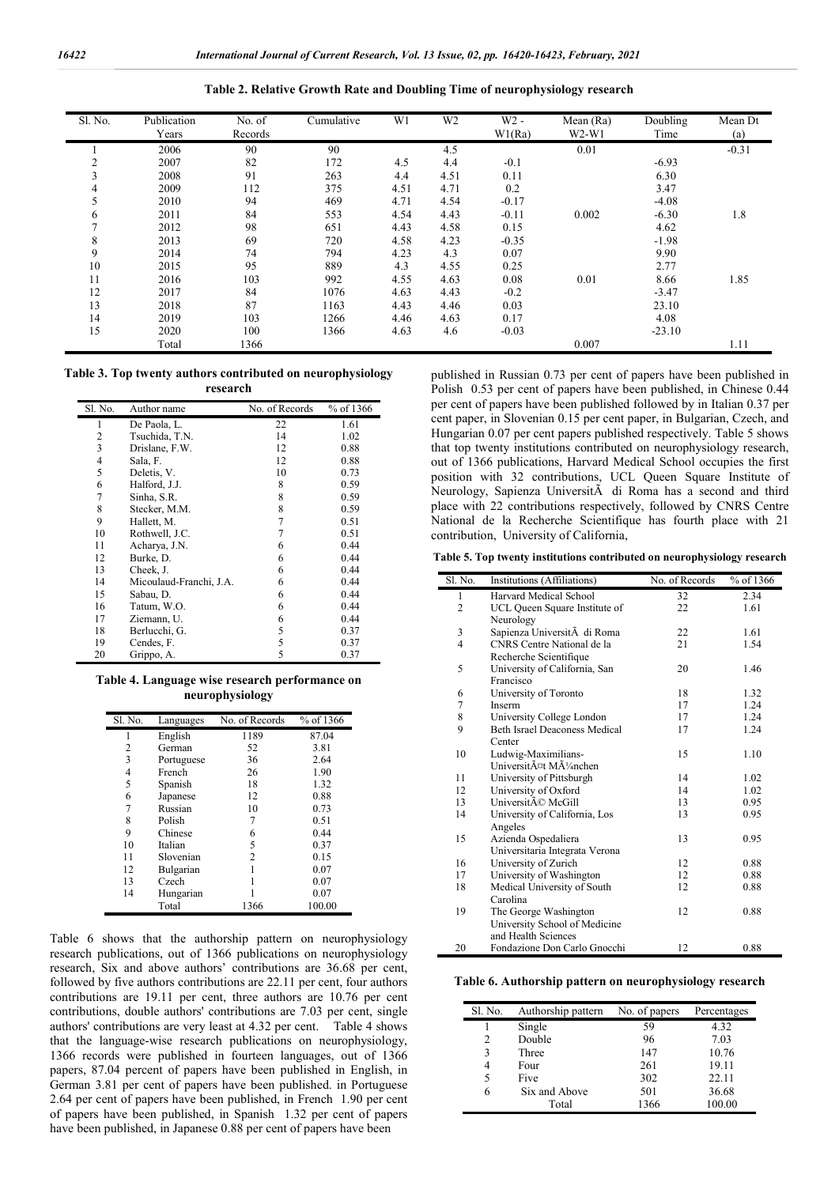**Table 2. Relative Growth Rate and Doubling Time of neurophysiology research**

| Sl. No. | Publication Years | No. of Records | Cumulative | W1 | W2 | W2 - W1(Ra) | Mean (Ra) W2-W1 | Doubling Time | Mean Dt (a) |
|---|---|---|---|---|---|---|---|---|---|
| 1 | 2006 | 90 | 90 | | 4.5 | | 0.01 | | -0.31 |
| 2 | 2007 | 82 | 172 | 4.5 | 4.4 | -0.1 | | -6.93 | |
| 3 | 2008 | 91 | 263 | 4.4 | 4.51 | 0.11 | | 6.30 | |
| 4 | 2009 | 112 | 375 | 4.51 | 4.71 | 0.2 | | 3.47 | |
| 5 | 2010 | 94 | 469 | 4.71 | 4.54 | -0.17 | | -4.08 | |
| 6 | 2011 | 84 | 553 | 4.54 | 4.43 | -0.11 | 0.002 | -6.30 | 1.8 |
| 7 | 2012 | 98 | 651 | 4.43 | 4.58 | 0.15 | | 4.62 | |
| 8 | 2013 | 69 | 720 | 4.58 | 4.23 | -0.35 | | -1.98 | |
| 9 | 2014 | 74 | 794 | 4.23 | 4.3 | 0.07 | | 9.90 | |
| 10 | 2015 | 95 | 889 | 4.3 | 4.55 | 0.25 | | 2.77 | |
| 11 | 2016 | 103 | 992 | 4.55 | 4.63 | 0.08 | 0.01 | 8.66 | 1.85 |
| 12 | 2017 | 84 | 1076 | 4.63 | 4.43 | -0.2 | | -3.47 | |
| 13 | 2018 | 87 | 1163 | 4.43 | 4.46 | 0.03 | | 23.10 | |
| 14 | 2019 | 103 | 1266 | 4.46 | 4.63 | 0.17 | | 4.08 | |
| 15 | 2020 | 100 | 1366 | 4.63 | 4.6 | -0.03 | | -23.10 | |
| | Total | 1366 | | | | | 0.007 | | 1.11 |

**Table 3. Top twenty authors contributed on neurophysiology research**

| Sl. No. | Author name | No. of Records | % of 1366 |
|---|---|---|---|
| 1 | De Paola, L. | 22 | 1.61 |
| 2 | Tsuchida, T.N. | 14 | 1.02 |
| 3 | Drislane, F.W. | 12 | 0.88 |
| 4 | Sala, F. | 12 | 0.88 |
| 5 | Deletis, V. | 10 | 0.73 |
| 6 | Halford, J.J. | 8 | 0.59 |
| 7 | Sinha, S.R. | 8 | 0.59 |
| 8 | Stecker, M.M. | 8 | 0.59 |
| 9 | Hallett, M. | 7 | 0.51 |
| 10 | Rothwell, J.C. | 7 | 0.51 |
| 11 | Acharya, J.N. | 6 | 0.44 |
| 12 | Burke, D. | 6 | 0.44 |
| 13 | Cheek, J. | 6 | 0.44 |
| 14 | Micoulaud-Franchi, J.A. | 6 | 0.44 |
| 15 | Sabau, D. | 6 | 0.44 |
| 16 | Tatum, W.O. | 6 | 0.44 |
| 17 | Ziemann, U. | 6 | 0.44 |
| 18 | Berlucchi, G. | 5 | 0.37 |
| 19 | Cendes, F. | 5 | 0.37 |
| 20 | Grippo, A. | 5 | 0.37 |

**Table 4. Language wise research performance on neurophysiology**

| Sl. No. | Languages | No. of Records | % of 1366 |
|---|---|---|---|
| 1 | English | 1189 | 87.04 |
| 2 | German | 52 | 3.81 |
| 3 | Portuguese | 36 | 2.64 |
| 4 | French | 26 | 1.90 |
| 5 | Spanish | 18 | 1.32 |
| 6 | Japanese | 12 | 0.88 |
| 7 | Russian | 10 | 0.73 |
| 8 | Polish | 7 | 0.51 |
| 9 | Chinese | 6 | 0.44 |
| 10 | Italian | 5 | 0.37 |
| 11 | Slovenian | 2 | 0.15 |
| 12 | Bulgarian | 1 | 0.07 |
| 13 | Czech | 1 | 0.07 |
| 14 | Hungarian | 1 | 0.07 |
| | Total | 1366 | 100.00 |

Table 6 shows that the authorship pattern on neurophysiology research publications, out of 1366 publications on neurophysiology research, Six and above authors' contributions are 36.68 per cent, followed by five authors contributions are 22.11 per cent, four authors contributions are 19.11 per cent, three authors are 10.76 per cent contributions, double authors' contributions are 7.03 per cent, single authors' contributions are very least at 4.32 per cent. Table 4 shows that the language-wise research publications on neurophysiology, 1366 records were published in fourteen languages, out of 1366 papers, 87.04 percent of papers have been published in English, in German 3.81 per cent of papers have been published. in Portuguese 2.64 per cent of papers have been published, in French 1.90 per cent of papers have been published, in Spanish 1.32 per cent of papers have been published, in Japanese 0.88 per cent of papers have been published in Russian 0.73 per cent of papers have been published in Polish 0.53 per cent of papers have been published, in Chinese 0.44 per cent of papers have been published followed by in Italian 0.37 per cent paper, in Slovenian 0.15 per cent paper, in Bulgarian, Czech, and Hungarian 0.07 per cent papers published respectively. Table 5 shows that top twenty institutions contributed on neurophysiology research, out of 1366 publications, Harvard Medical School occupies the first position with 32 contributions, UCL Queen Square Institute of Neurology, Sapienza UniversitÃ di Roma has a second and third place with 22 contributions respectively, followed by CNRS Centre National de la Recherche Scientifique has fourth place with 21 contribution, University of California,

**Table 5. Top twenty institutions contributed on neurophysiology research**

| Sl. No. | Institutions (Affiliations) | No. of Records | % of 1366 |
|---|---|---|---|
| 1 | Harvard Medical School | 32 | 2.34 |
| 2 | UCL Queen Square Institute of Neurology | 22 | 1.61 |
| 3 | Sapienza UniversitÃ di Roma | 22 | 1.61 |
| 4 | CNRS Centre National de la Recherche Scientifique | 21 | 1.54 |
| 5 | University of California, San Francisco | 20 | 1.46 |
| 6 | University of Toronto | 18 | 1.32 |
| 7 | Inserm | 17 | 1.24 |
| 8 | University College London | 17 | 1.24 |
| 9 | Beth Israel Deaconess Medical Center | 17 | 1.24 |
| 10 | Ludwig-Maximilians-UniversitÃ¤t MÃ¼nchen | 15 | 1.10 |
| 11 | University of Pittsburgh | 14 | 1.02 |
| 12 | University of Oxford | 14 | 1.02 |
| 13 | UniversitÃ© McGill | 13 | 0.95 |
| 14 | University of California, Los Angeles | 13 | 0.95 |
| 15 | Azienda Ospedaliera Universitaria Integrata Verona | 13 | 0.95 |
| 16 | University of Zurich | 12 | 0.88 |
| 17 | University of Washington | 12 | 0.88 |
| 18 | Medical University of South Carolina | 12 | 0.88 |
| 19 | The George Washington University School of Medicine and Health Sciences | 12 | 0.88 |
| 20 | Fondazione Don Carlo Gnocchi | 12 | 0.88 |

**Table 6. Authorship pattern on neurophysiology research**

| Sl. No. | Authorship pattern | No. of papers | Percentages |
|---|---|---|---|
| 1 | Single | 59 | 4.32 |
| 2 | Double | 96 | 7.03 |
| 3 | Three | 147 | 10.76 |
| 4 | Four | 261 | 19.11 |
| 5 | Five | 302 | 22.11 |
| 6 | Six and Above | 501 | 36.68 |
| | Total | 1366 | 100.00 |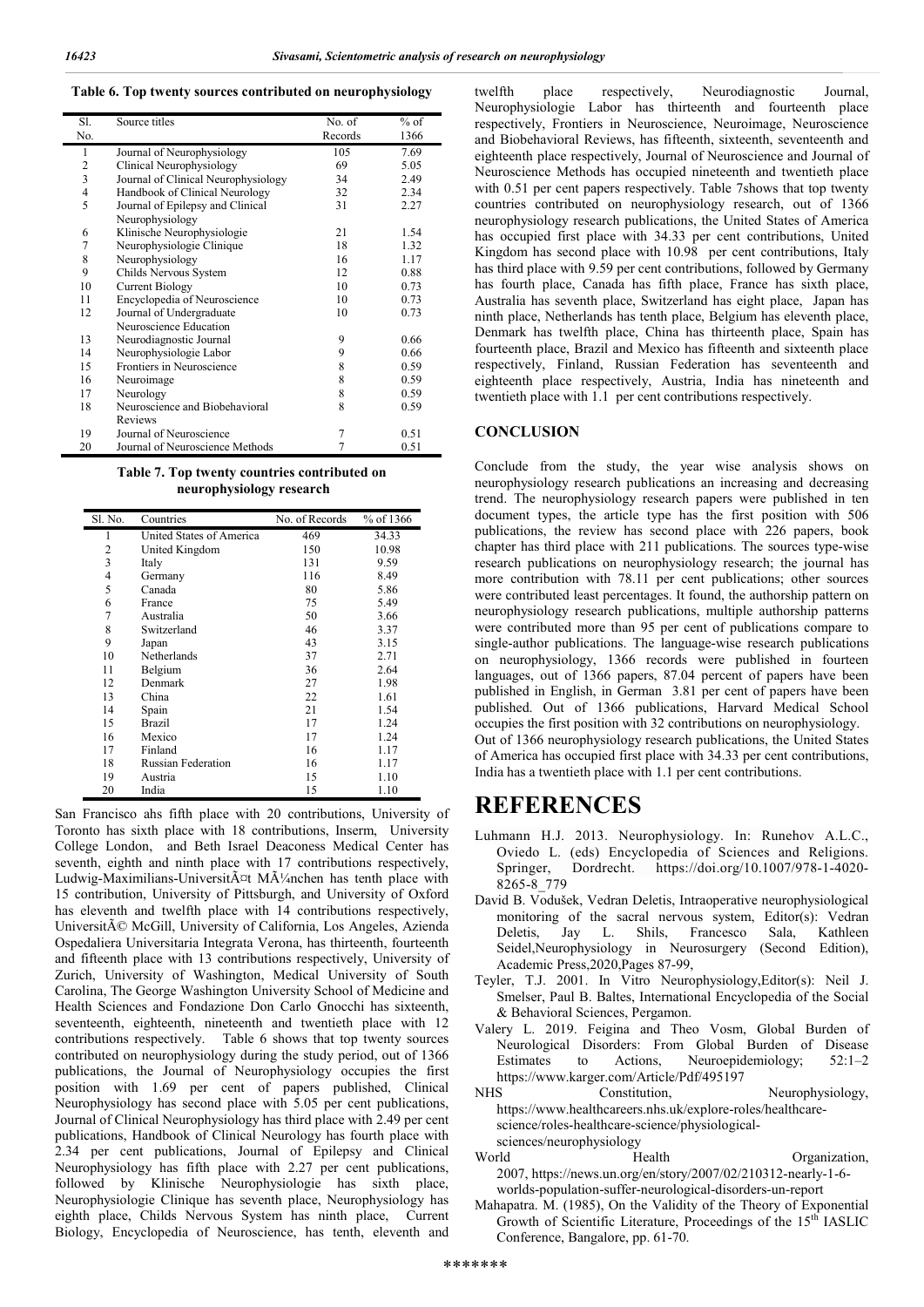**Table 6. Top twenty sources contributed on neurophysiology**

| Sl. No. | Source titles | No. of Records | % of 1366 |
|---|---|---|---|
| 1 | Journal of Neurophysiology | 105 | 7.69 |
| 2 | Clinical Neurophysiology | 69 | 5.05 |
| 3 | Journal of Clinical Neurophysiology | 34 | 2.49 |
| 4 | Handbook of Clinical Neurology | 32 | 2.34 |
| 5 | Journal of Epilepsy and Clinical Neurophysiology | 31 | 2.27 |
| 6 | Klinische Neurophysiologie | 21 | 1.54 |
| 7 | Neurophysiologie Clinique | 18 | 1.32 |
| 8 | Neurophysiology | 16 | 1.17 |
| 9 | Childs Nervous System | 12 | 0.88 |
| 10 | Current Biology | 10 | 0.73 |
| 11 | Encyclopedia of Neuroscience | 10 | 0.73 |
| 12 | Journal of Undergraduate Neuroscience Education | 10 | 0.73 |
| 13 | Neurodiagnostic Journal | 9 | 0.66 |
| 14 | Neurophysiologie Labor | 9 | 0.66 |
| 15 | Frontiers in Neuroscience | 8 | 0.59 |
| 16 | Neuroimage | 8 | 0.59 |
| 17 | Neurology | 8 | 0.59 |
| 18 | Neuroscience and Biobehavioral Reviews | 8 | 0.59 |
| 19 | Journal of Neuroscience | 7 | 0.51 |
| 20 | Journal of Neuroscience Methods | 7 | 0.51 |

**Table 7. Top twenty countries contributed on neurophysiology research**

| Sl. No. | Countries | No. of Records | % of 1366 |
|---|---|---|---|
| 1 | United States of America | 469 | 34.33 |
| 2 | United Kingdom | 150 | 10.98 |
| 3 | Italy | 131 | 9.59 |
| 4 | Germany | 116 | 8.49 |
| 5 | Canada | 80 | 5.86 |
| 6 | France | 75 | 5.49 |
| 7 | Australia | 50 | 3.66 |
| 8 | Switzerland | 46 | 3.37 |
| 9 | Japan | 43 | 3.15 |
| 10 | Netherlands | 37 | 2.71 |
| 11 | Belgium | 36 | 2.64 |
| 12 | Denmark | 27 | 1.98 |
| 13 | China | 22 | 1.61 |
| 14 | Spain | 21 | 1.54 |
| 15 | Brazil | 17 | 1.24 |
| 16 | Mexico | 17 | 1.24 |
| 17 | Finland | 16 | 1.17 |
| 18 | Russian Federation | 16 | 1.17 |
| 19 | Austria | 15 | 1.10 |
| 20 | India | 15 | 1.10 |

San Francisco ahs fifth place with 20 contributions, University of Toronto has sixth place with 18 contributions, Inserm, University College London, and Beth Israel Deaconess Medical Center has seventh, eighth and ninth place with 17 contributions respectively, Ludwig-MaximiliansUniversitÃ¤t MÃ¼nchen has tenth place with 15 contribution, University of Pittsburgh, and University of Oxford has eleventh and twelfth place with 14 contributions respectively, UniversitÃ© McGill, University of California, Los Angeles, Azienda Ospedaliera Universitaria Integrata Verona, has thirteenth, fourteenth and fifteenth place with 13 contributions respectively, University of Zurich, University of Washington, Medical University of South Carolina, The George Washington University School of Medicine and Health Sciences and Fondazione Don Carlo Gnocchi has sixteenth, seventeenth, eighteenth, nineteenth and twentieth place with 12 contributions respectively. Table 6 shows that top twenty sources contributed on neurophysiology during the study period, out of 1366 publications, the Journal of Neurophysiology occupies the first position with 1.69 per cent of papers published, Clinical Neurophysiology has second place with 5.05 per cent publications, Journal of Clinical Neurophysiology has third place with 2.49 per cent publications, Handbook of Clinical Neurology has fourth place with 2.34 per cent publications, Journal of Epilepsy and Clinical Neurophysiology has fifth place with 2.27 per cent publications, followed by Klinische Neurophysiologie has sixth place, Neurophysiologie Clinique has seventh place, Neurophysiology has eighth place, Childs Nervous System has ninth place, Current Biology, Encyclopedia of Neuroscience, has tenth, eleventh and twelfth place respectively, Neurodiagnostic Journal, Neurophysiologie Labor has thirteenth and fourteenth place respectively, Frontiers in Neuroscience, Neuroimage, Neuroscience and Biobehavioral Reviews, has fifteenth, sixteenth, seventeenth and eighteenth place respectively, Journal of Neuroscience and Journal of Neuroscience Methods has occupied nineteenth and twentieth place with 0.51 per cent papers respectively. Table 7shows that top twenty countries contributed on neurophysiology research, out of 1366 neurophysiology research publications, the United States of America has occupied first place with 34.33 per cent contributions, United Kingdom has second place with 10.98 per cent contributions, Italy has third place with 9.59 per cent contributions, followed by Germany has fourth place, Canada has fifth place, France has sixth place, Australia has seventh place, Switzerland has eight place, Japan has ninth place, Netherlands has tenth place, Belgium has eleventh place, Denmark has twelfth place, China has thirteenth place, Spain has fourteenth place, Brazil and Mexico has fifteenth and sixteenth place respectively, Finland, Russian Federation has seventeenth and eighteenth place respectively, Austria, India has nineteenth and twentieth place with 1.1 per cent contributions respectively.

## CONCLUSION

Conclude from the study, the year wise analysis shows on neurophysiology research publications an increasing and decreasing trend. The neurophysiology research papers were published in ten document types, the article type has the first position with 506 publications, the review has second place with 226 papers, book chapter has third place with 211 publications. The sources type-wise research publications on neurophysiology research; the journal has more contribution with 78.11 per cent publications; other sources were contributed least percentages. It found, the authorship pattern on neurophysiology research publications, multiple authorship patterns were contributed more than 95 per cent of publications compare to single-author publications. The language-wise research publications on neurophysiology, 1366 records were published in fourteen languages, out of 1366 papers, 87.04 percent of papers have been published in English, in German 3.81 per cent of papers have been published. Out of 1366 publications, Harvard Medical School occupies the first position with 32 contributions on neurophysiology.

Out of 1366 neurophysiology research publications, the United States of America has occupied first place with 34.33 per cent contributions, India has a twentieth place with 1.1 per cent contributions.

# REFERENCES

- Luhmann H.J. 2013. Neurophysiology. In: Runehov A.L.C., Oviedo L. (eds) Encyclopedia of Sciences and Religions. Springer, Dordrecht. https://doi.org/10.1007/978-1-4020-8265-8_779
- David B. Vodušek, Vedran Deletis, Intraoperative neurophysiological monitoring of the sacral nervous system, Editor(s): Vedran Deletis, Jay L. Shils, Francesco Sala, Kathleen Seidel,Neurophysiology in Neurosurgery (Second Edition), Academic Press,2020,Pages 87-99,
- Teyler, T.J. 2001. In Vitro Neurophysiology,Editor(s): Neil J. Smelser, Paul B. Baltes, International Encyclopedia of the Social & Behavioral Sciences, Pergamon.
- Valery L. 2019. Feigina and Theo Vosm, Global Burden of Neurological Disorders: From Global Burden of Disease Estimates to Actions, Neuroepidemiology; 52:1–2 https://www.karger.com/Article/Pdf/495197
- NHS Constitution, Neurophysiology, https://www.healthcareers.nhs.uk/explore-roles/healthcare-science/roles-healthcare-science/physiological-sciences/neurophysiology
- World Health Organization, 2007, https://news.un.org/en/story/2007/02/210312-nearly-1-6-worlds-population-suffer-neurological-disorders-un-report
- Mahapatra. M. (1985), On the Validity of the Theory of Exponential Growth of Scientific Literature, Proceedings of the 15th IASLIC Conference, Bangalore, pp. 61-70.

\*\*\*\*\*\*\*